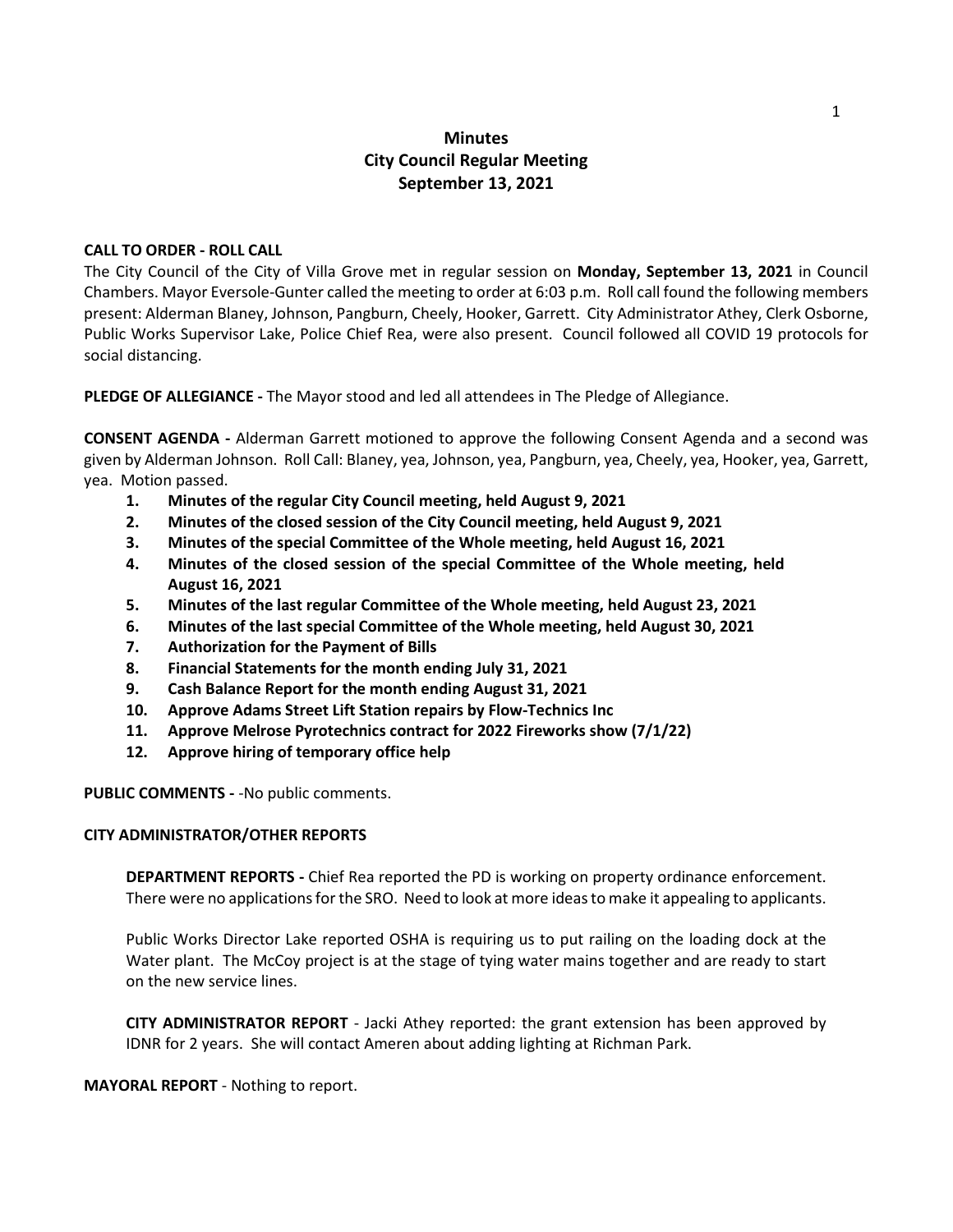# Minutes
## City Council Regular Meeting
## September 13, 2021

**CALL TO ORDER - ROLL CALL**

The City Council of the City of Villa Grove met in regular session on **Monday, September 13, 2021** in Council Chambers. Mayor Eversole-Gunter called the meeting to order at 6:03 p.m. Roll call found the following members present: Alderman Blaney, Johnson, Pangburn, Cheely, Hooker, Garrett. City Administrator Athey, Clerk Osborne, Public Works Supervisor Lake, Police Chief Rea, were also present. Council followed all COVID 19 protocols for social distancing.

**PLEDGE OF ALLEGIANCE -** The Mayor stood and led all attendees in The Pledge of Allegiance.

**CONSENT AGENDA -** Alderman Garrett motioned to approve the following Consent Agenda and a second was given by Alderman Johnson. Roll Call: Blaney, yea, Johnson, yea, Pangburn, yea, Cheely, yea, Hooker, yea, Garrett, yea. Motion passed.

1. **Minutes of the regular City Council meeting, held August 9, 2021**
2. **Minutes of the closed session of the City Council meeting, held August 9, 2021**
3. **Minutes of the special Committee of the Whole meeting, held August 16, 2021**
4. **Minutes of the closed session of the special Committee of the Whole meeting, held August 16, 2021**
5. **Minutes of the last regular Committee of the Whole meeting, held August 23, 2021**
6. **Minutes of the last special Committee of the Whole meeting, held August 30, 2021**
7. **Authorization for the Payment of Bills**
8. **Financial Statements for the month ending July 31, 2021**
9. **Cash Balance Report for the month ending August 31, 2021**
10. **Approve Adams Street Lift Station repairs by Flow-Technics Inc**
11. **Approve Melrose Pyrotechnics contract for 2022 Fireworks show (7/1/22)**
12. **Approve hiring of temporary office help**

**PUBLIC COMMENTS -** -No public comments.

**CITY ADMINISTRATOR/OTHER REPORTS**

**DEPARTMENT REPORTS -** Chief Rea reported the PD is working on property ordinance enforcement. There were no applications for the SRO. Need to look at more ideas to make it appealing to applicants.

Public Works Director Lake reported OSHA is requiring us to put railing on the loading dock at the Water plant. The McCoy project is at the stage of tying water mains together and are ready to start on the new service lines.

**CITY ADMINISTRATOR REPORT** - Jacki Athey reported: the grant extension has been approved by IDNR for 2 years. She will contact Ameren about adding lighting at Richman Park.

**MAYORAL REPORT** - Nothing to report.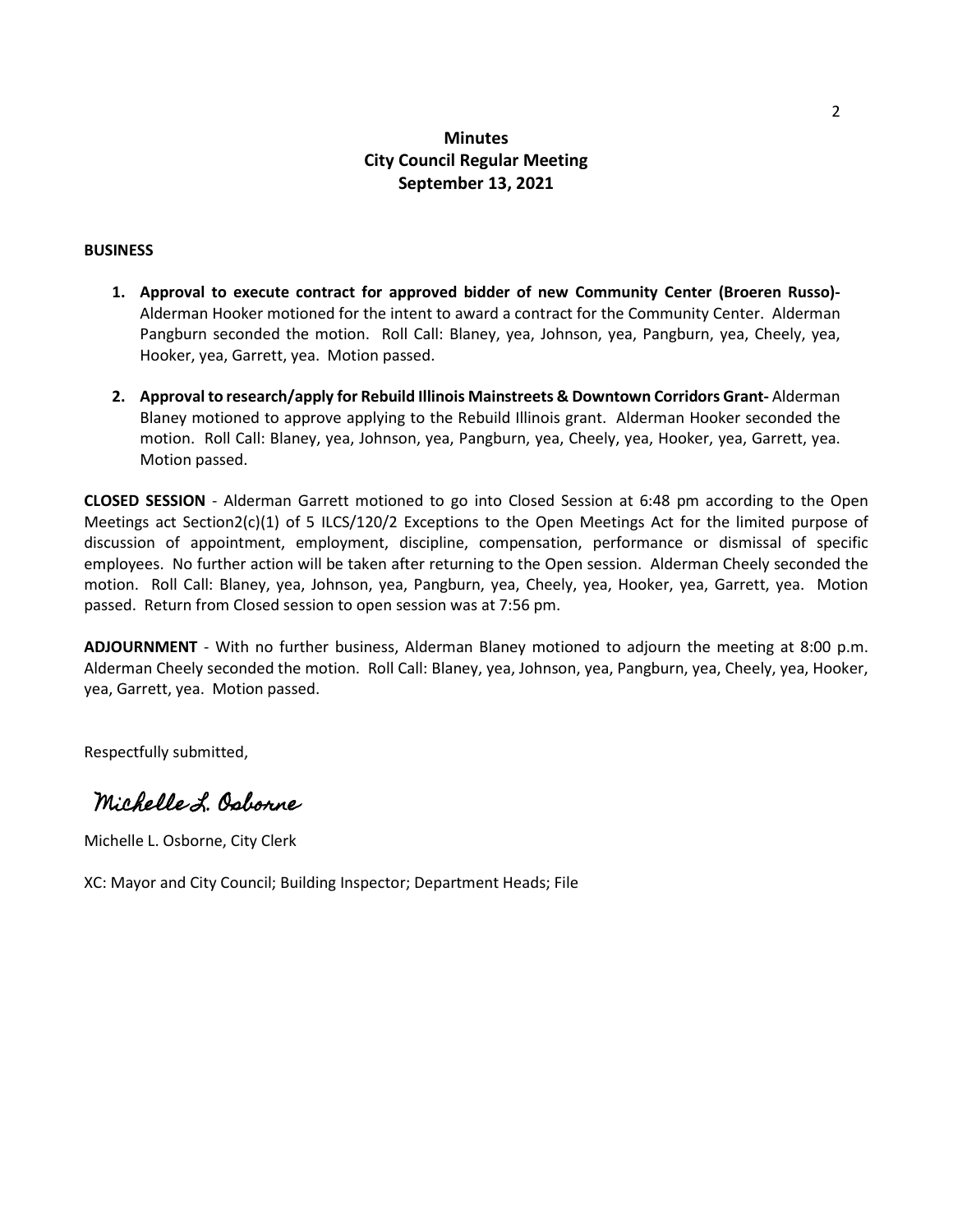**Minutes**
**City Council Regular Meeting**
**September 13, 2021**

**BUSINESS**

1. **Approval to execute contract for approved bidder of new Community Center (Broeren Russo)-** Alderman Hooker motioned for the intent to award a contract for the Community Center. Alderman Pangburn seconded the motion. Roll Call: Blaney, yea, Johnson, yea, Pangburn, yea, Cheely, yea, Hooker, yea, Garrett, yea. Motion passed.

2. **Approval to research/apply for Rebuild Illinois Mainstreets & Downtown Corridors Grant-** Alderman Blaney motioned to approve applying to the Rebuild Illinois grant. Alderman Hooker seconded the motion. Roll Call: Blaney, yea, Johnson, yea, Pangburn, yea, Cheely, yea, Hooker, yea, Garrett, yea. Motion passed.

**CLOSED SESSION** - Alderman Garrett motioned to go into Closed Session at 6:48 pm according to the Open Meetings act Section2(c)(1) of 5 ILCS/120/2 Exceptions to the Open Meetings Act for the limited purpose of discussion of appointment, employment, discipline, compensation, performance or dismissal of specific employees. No further action will be taken after returning to the Open session. Alderman Cheely seconded the motion. Roll Call: Blaney, yea, Johnson, yea, Pangburn, yea, Cheely, yea, Hooker, yea, Garrett, yea. Motion passed. Return from Closed session to open session was at 7:56 pm.

**ADJOURNMENT** - With no further business, Alderman Blaney motioned to adjourn the meeting at 8:00 p.m. Alderman Cheely seconded the motion. Roll Call: Blaney, yea, Johnson, yea, Pangburn, yea, Cheely, yea, Hooker, yea, Garrett, yea. Motion passed.

Respectfully submitted,

*Michelle L. Osborne*

Michelle L. Osborne, City Clerk

XC: Mayor and City Council; Building Inspector; Department Heads; File